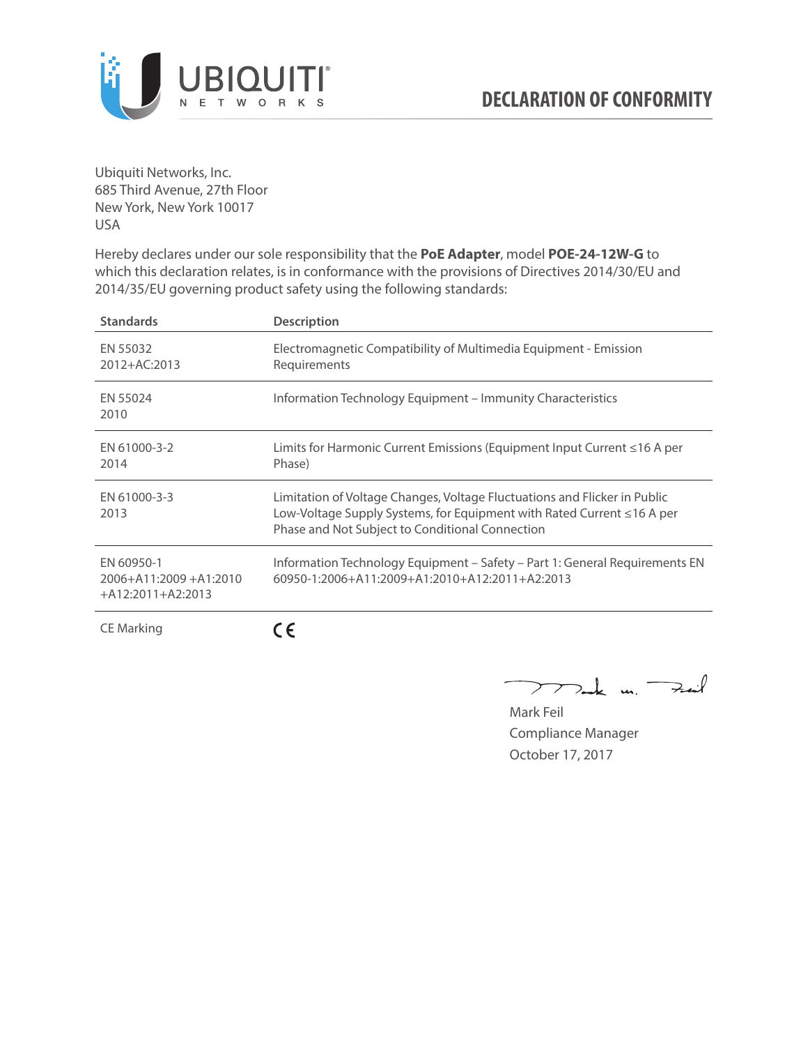# DECLARATION OF CONFORMITY

Ubiquiti Networks, Inc.
685 Third Avenue, 27th Floor
New York, New York 10017
USA

Hereby declares under our sole responsibility that the **PoE Adapter**, model **POE-24-12W-G** to which this declaration relates, is in conformance with the provisions of Directives 2014/30/EU and 2014/35/EU governing product safety using the following standards:

| Standards | Description |
|---|---|
| EN 55032 2012+AC:2013 | Electromagnetic Compatibility of Multimedia Equipment - Emission Requirements |
| EN 55024 2010 | Information Technology Equipment – Immunity Characteristics |
| EN 61000-3-2 2014 | Limits for Harmonic Current Emissions (Equipment Input Current ≤16 A per Phase) |
| EN 61000-3-3 2013 | Limitation of Voltage Changes, Voltage Fluctuations and Flicker in Public Low-Voltage Supply Systems, for Equipment with Rated Current ≤16 A per Phase and Not Subject to Conditional Connection |
| EN 60950-1 2006+A11:2009 +A1:2010 +A12:2011+A2:2013 | Information Technology Equipment – Safety – Part 1: General Requirements EN 60950-1:2006+A11:2009+A1:2010+A12:2011+A2:2013 |
| CE Marking | CE |

Mark Feil
Compliance Manager
October 17, 2017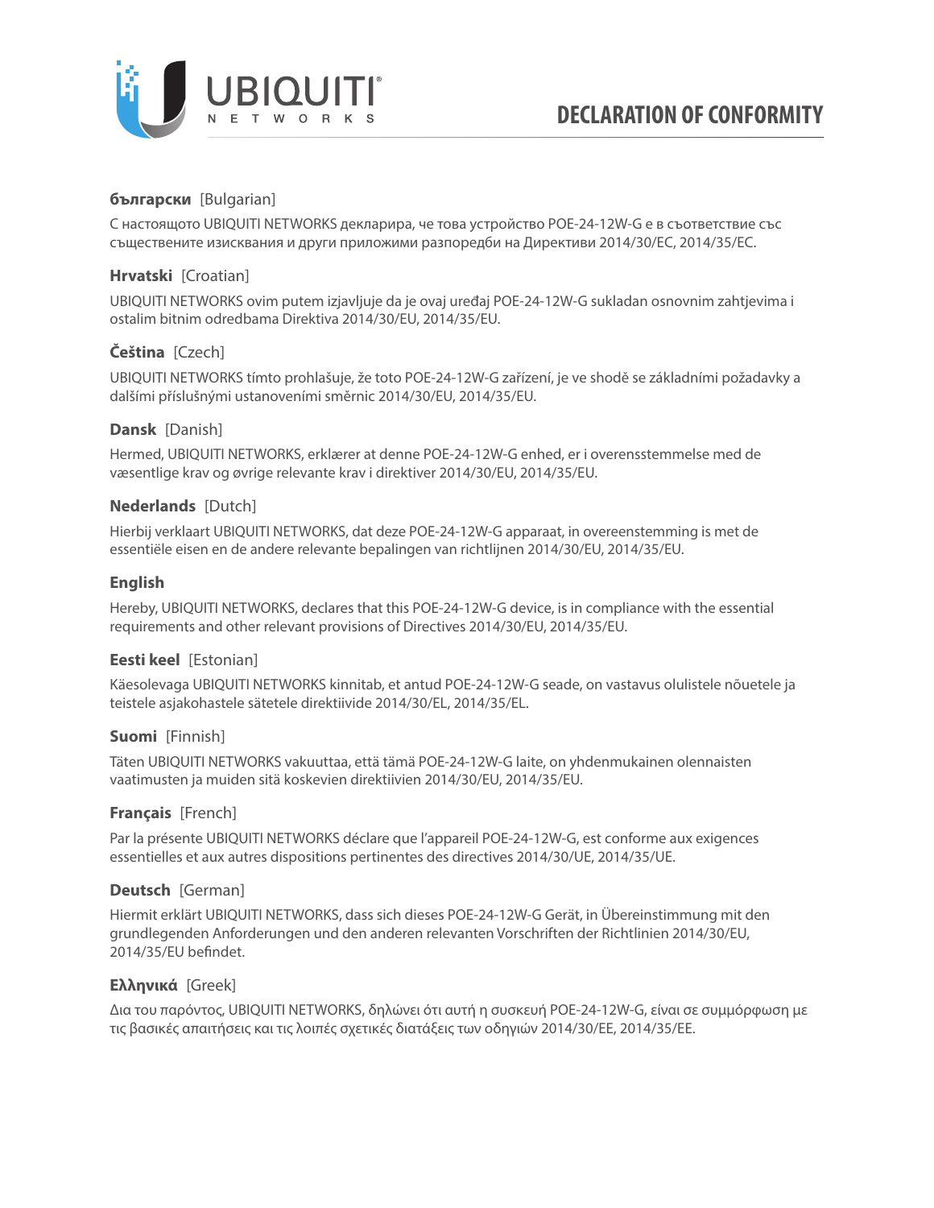# DECLARATION OF CONFORMITY

**български** [Bulgarian]

С настоящото UBIQUITI NETWORKS декларира, че това устройство POE-24-12W-G е в съответствие със съществените изисквания и други приложими разпоредби на Директиви 2014/30/ЕС, 2014/35/ЕС.

**Hrvatski** [Croatian]

UBIQUITI NETWORKS ovim putem izjavljuje da je ovaj uređaj POE-24-12W-G sukladan osnovnim zahtjevima i ostalim bitnim odredbama Direktiva 2014/30/EU, 2014/35/EU.

**Čeština** [Czech]

UBIQUITI NETWORKS tímto prohlašuje, že toto POE-24-12W-G zařízení, je ve shodě se základními požadavky a dalšími příslušnými ustanoveními směrnic 2014/30/EU, 2014/35/EU.

**Dansk** [Danish]

Hermed, UBIQUITI NETWORKS, erklærer at denne POE-24-12W-G enhed, er i overensstemmelse med de væsentlige krav og øvrige relevante krav i direktiver 2014/30/EU, 2014/35/EU.

**Nederlands** [Dutch]

Hierbij verklaart UBIQUITI NETWORKS, dat deze POE-24-12W-G apparaat, in overeenstemming is met de essentiële eisen en de andere relevante bepalingen van richtlijnen 2014/30/EU, 2014/35/EU.

**English**

Hereby, UBIQUITI NETWORKS, declares that this POE-24-12W-G device, is in compliance with the essential requirements and other relevant provisions of Directives 2014/30/EU, 2014/35/EU.

**Eesti keel** [Estonian]

Käesolevaga UBIQUITI NETWORKS kinnitab, et antud POE-24-12W-G seade, on vastavus olulistele nõuetele ja teistele asjakohastele sätetele direktiivide 2014/30/EL, 2014/35/EL.

**Suomi** [Finnish]

Täten UBIQUITI NETWORKS vakuuttaa, että tämä POE-24-12W-G laite, on yhdenmukainen olennaisten vaatimusten ja muiden sitä koskevien direktiivien 2014/30/EU, 2014/35/EU.

**Français** [French]

Par la présente UBIQUITI NETWORKS déclare que l'appareil POE-24-12W-G, est conforme aux exigences essentielles et aux autres dispositions pertinentes des directives 2014/30/UE, 2014/35/UE.

**Deutsch** [German]

Hiermit erklärt UBIQUITI NETWORKS, dass sich dieses POE-24-12W-G Gerät, in Übereinstimmung mit den grundlegenden Anforderungen und den anderen relevanten Vorschriften der Richtlinien 2014/30/EU, 2014/35/EU befindet.

**Ελληνικά** [Greek]

Δια του παρόντος, UBIQUITI NETWORKS, δηλώνει ότι αυτή η συσκευή POE-24-12W-G, είναι σε συμμόρφωση με τις βασικές απαιτήσεις και τις λοιπές σχετικές διατάξεις των οδηγιών 2014/30/EE, 2014/35/EE.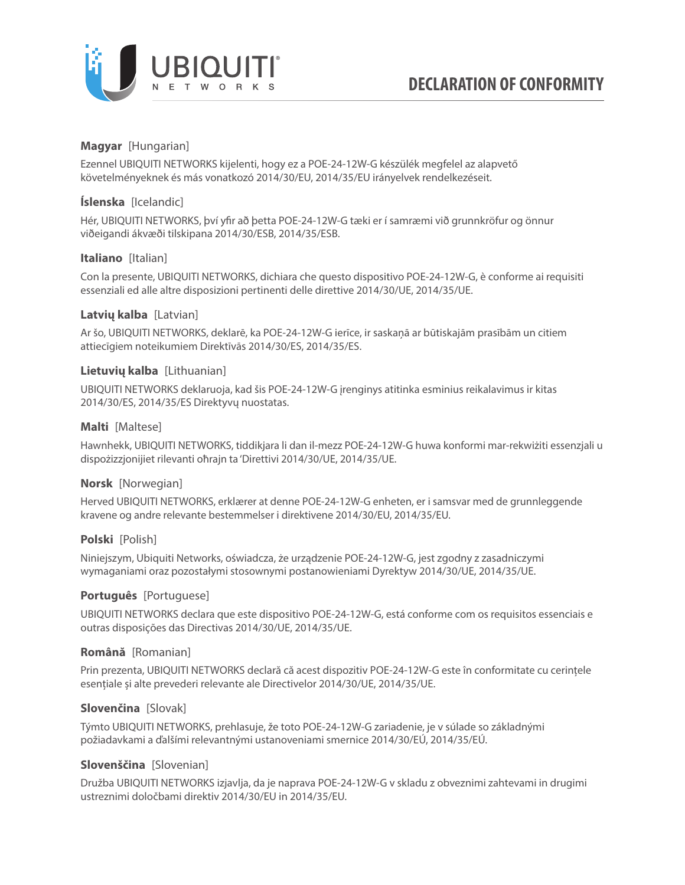# DECLARATION OF CONFORMITY

**Magyar** [Hungarian]

Ezennel UBIQUITI NETWORKS kijelenti, hogy ez a POE-24-12W-G készülék megfelel az alapvető követelményeknek és más vonatkozó 2014/30/EU, 2014/35/EU irányelvek rendelkezéseit.

**Íslenska** [Icelandic]

Hér, UBIQUITI NETWORKS, því yfir að þetta POE-24-12W-G tæki er í samræmi við grunnkröfur og önnur viðeigandi ákvæði tilskipana 2014/30/ESB, 2014/35/ESB.

**Italiano** [Italian]

Con la presente, UBIQUITI NETWORKS, dichiara che questo dispositivo POE-24-12W-G, è conforme ai requisiti essenziali ed alle altre disposizioni pertinenti delle direttive 2014/30/UE, 2014/35/UE.

**Latvių kalba** [Latvian]

Ar šo, UBIQUITI NETWORKS, deklarē, ka POE-24-12W-G ierīce, ir saskaņā ar būtiskajām prasībām un citiem attiecīgiem noteikumiem Direktīvās 2014/30/ES, 2014/35/ES.

**Lietuvių kalba** [Lithuanian]

UBIQUITI NETWORKS deklaruoja, kad šis POE-24-12W-G įrenginys atitinka esminius reikalavimus ir kitas 2014/30/ES, 2014/35/ES Direktyvų nuostatas.

**Malti** [Maltese]

Hawnhekk, UBIQUITI NETWORKS, tiddikjara li dan il-mezz POE-24-12W-G huwa konformi mar-rekwiżiti essenzjali u dispożizzjonijiet rilevanti oħrajn ta 'Direttivi 2014/30/UE, 2014/35/UE.

**Norsk** [Norwegian]

Herved UBIQUITI NETWORKS, erklærer at denne POE-24-12W-G enheten, er i samsvar med de grunnleggende kravene og andre relevante bestemmelser i direktivene 2014/30/EU, 2014/35/EU.

**Polski** [Polish]

Niniejszym, Ubiquiti Networks, oświadcza, że urządzenie POE-24-12W-G, jest zgodny z zasadniczymi wymaganiami oraz pozostałymi stosownymi postanowieniami Dyrektyw 2014/30/UE, 2014/35/UE.

**Português** [Portuguese]

UBIQUITI NETWORKS declara que este dispositivo POE-24-12W-G, está conforme com os requisitos essenciais e outras disposições das Directivas 2014/30/UE, 2014/35/UE.

**Română** [Romanian]

Prin prezenta, UBIQUITI NETWORKS declară că acest dispozitiv POE-24-12W-G este în conformitate cu cerințele esențiale și alte prevederi relevante ale Directivelor 2014/30/UE, 2014/35/UE.

**Slovenčina** [Slovak]

Týmto UBIQUITI NETWORKS, prehlasuje, že toto POE-24-12W-G zariadenie, je v súlade so základnými požiadavkami a ďalšími relevantnými ustanoveniami smernice 2014/30/EÚ, 2014/35/EÚ.

**Slovenščina** [Slovenian]

Družba UBIQUITI NETWORKS izjavlja, da je naprava POE-24-12W-G v skladu z obveznimi zahtevami in drugimi ustreznimi določbami direktiv 2014/30/EU in 2014/35/EU.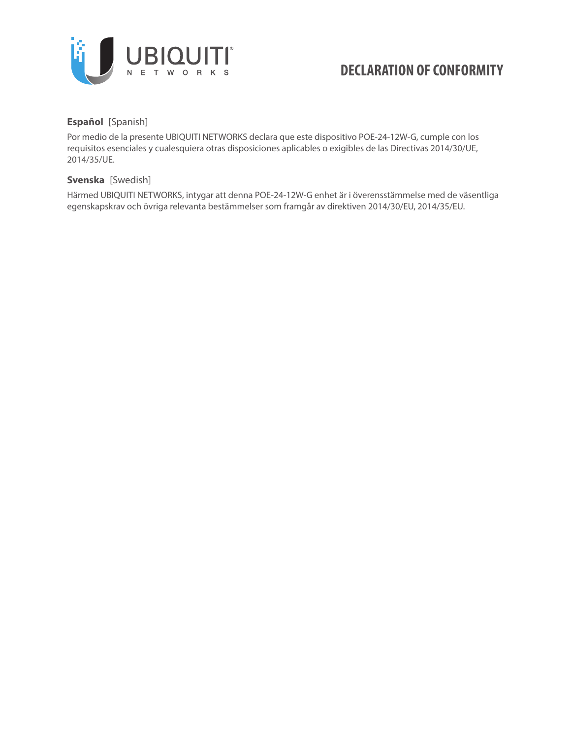**Español** [Spanish]

Por medio de la presente UBIQUITI NETWORKS declara que este dispositivo POE-24-12W-G, cumple con los requisitos esenciales y cualesquiera otras disposiciones aplicables o exigibles de las Directivas 2014/30/UE, 2014/35/UE.

**Svenska** [Swedish]

Härmed UBIQUITI NETWORKS, intygar att denna POE-24-12W-G enhet är i överensstämmelse med de väsentliga egenskapskrav och övriga relevanta bestämmelser som framgår av direktiven 2014/30/EU, 2014/35/EU.